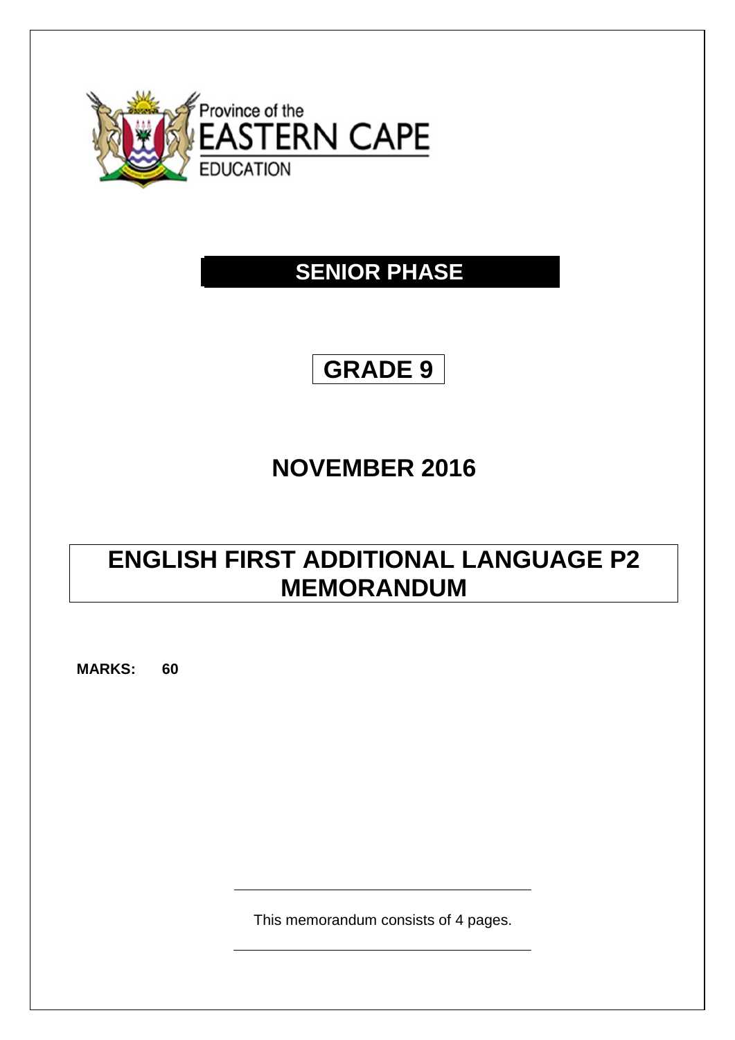Province of the
EASTERN CAPE
EDUCATION

# SENIOR PHASE

# GRADE 9

# NOVEMBER 2016

# ENGLISH FIRST ADDITIONAL LANGUAGE P2 MEMORANDUM

**MARKS: 60**

This memorandum consists of 4 pages.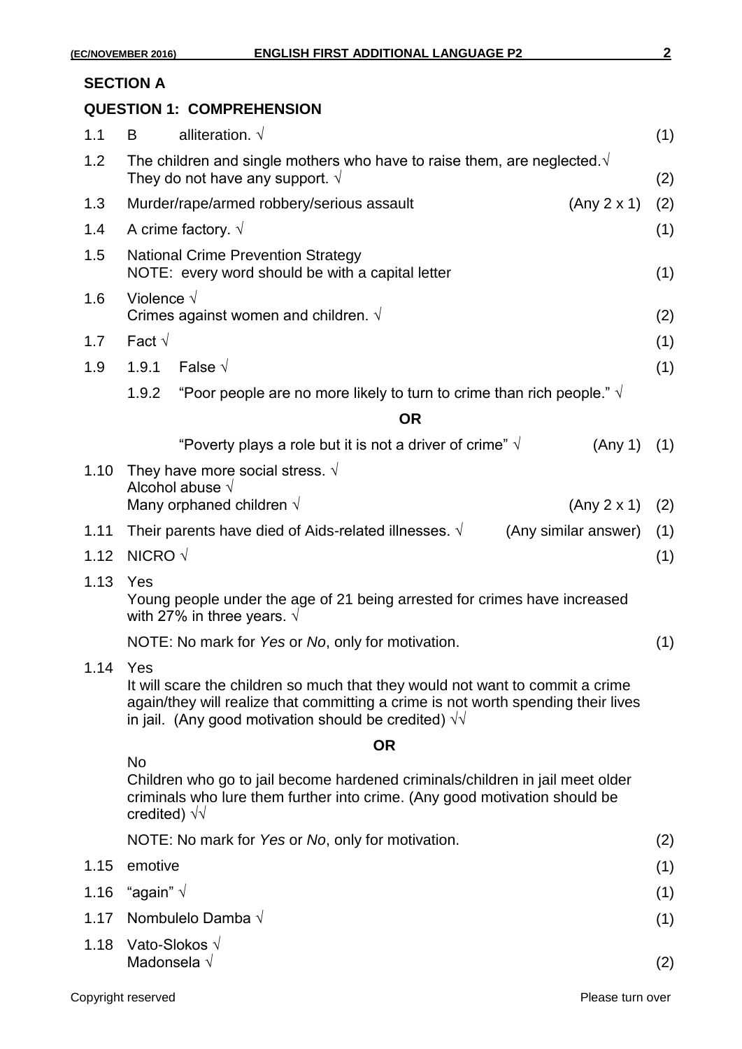## SECTION A

### QUESTION 1: COMPREHENSION

| | | | |
|---|---|---|---|
| 1.1 | B alliteration. √ | | (1) |
| 1.2 | The children and single mothers who have to raise them, are neglected.√ They do not have any support. √ | | (2) |
| 1.3 | Murder/rape/armed robbery/serious assault | (Any 2 x 1) | (2) |
| 1.4 | A crime factory. √ | | (1) |
| 1.5 | National Crime Prevention Strategy<br>NOTE: every word should be with a capital letter | | (1) |
| 1.6 | Violence √<br>Crimes against women and children. √ | | (2) |
| 1.7 | Fact √ | | (1) |
| 1.9 | 1.9.1 False √ | | (1) |
| | 1.9.2 "Poor people are no more likely to turn to crime than rich people." √<br>**OR**<br>"Poverty plays a role but it is not a driver of crime" √ | (Any 1) | (1) |
| 1.10 | They have more social stress. √<br>Alcohol abuse √<br>Many orphaned children √ | (Any 2 x 1) | (2) |
| 1.11 | Their parents have died of Aids-related illnesses. √ | (Any similar answer) | (1) |
| 1.12 | NICRO √ | | (1) |
| 1.13 | Yes<br>Young people under the age of 21 being arrested for crimes have increased with 27% in three years. √<br>NOTE: No mark for *Yes* or *No*, only for motivation. | | (1) |
| 1.14 | Yes<br>It will scare the children so much that they would not want to commit a crime again/they will realize that committing a crime is not worth spending their lives in jail. (Any good motivation should be credited) √√<br>**OR**<br>No<br>Children who go to jail become hardened criminals/children in jail meet older criminals who lure them further into crime. (Any good motivation should be credited) √√<br>NOTE: No mark for *Yes* or *No*, only for motivation. | | (2) |
| 1.15 | emotive | | (1) |
| 1.16 | "again" √ | | (1) |
| 1.17 | Nombulelo Damba √ | | (1) |
| 1.18 | Vato-Slokos √<br>Madonsela √ | | (2) |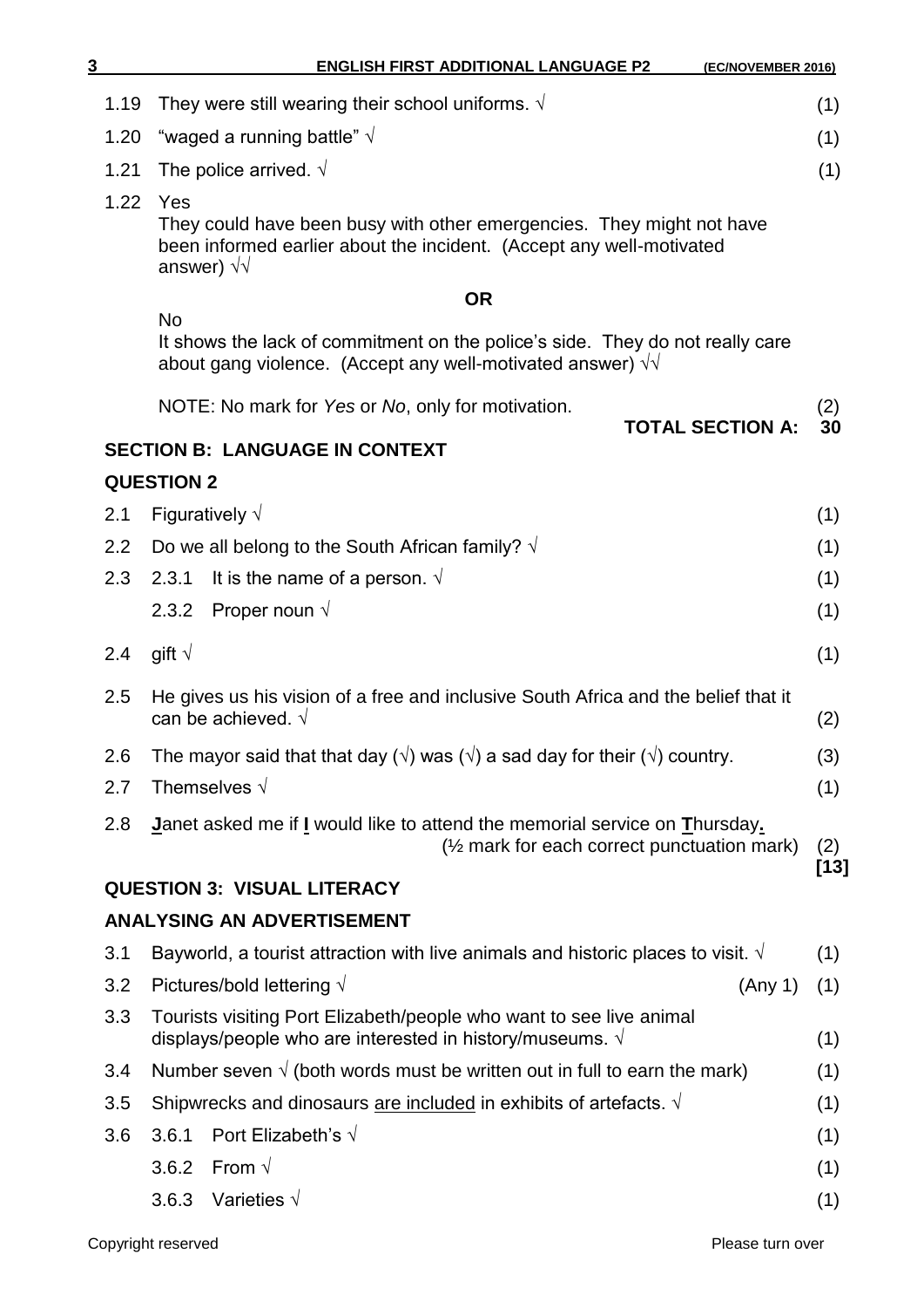1.19 They were still wearing their school uniforms. √ (1)

1.20 "waged a running battle" √ (1)

1.21 The police arrived. √ (1)

1.22 Yes
They could have been busy with other emergencies. They might not have been informed earlier about the incident. (Accept any well-motivated answer) √√

**OR**

No
It shows the lack of commitment on the police's side. They do not really care about gang violence. (Accept any well-motivated answer) √√

NOTE: No mark for *Yes* or *No*, only for motivation. (2)

**TOTAL SECTION A: 30**

## SECTION B: LANGUAGE IN CONTEXT

### QUESTION 2

2.1 Figuratively √ (1)

2.2 Do we all belong to the South African family? √ (1)

2.3 2.3.1 It is the name of a person. √ (1)

2.3.2 Proper noun √ (1)

2.4 gift √ (1)

2.5 He gives us his vision of a free and inclusive South Africa and the belief that it can be achieved. √ (2)

2.6 The mayor said that that day (√) was (√) a sad day for their (√) country. (3)

2.7 Themselves √ (1)

2.8 **J**anet asked me if **I** would like to attend the memorial service on **T**hursday**.**
(½ mark for each correct punctuation mark) (2)
**[13]**

### QUESTION 3: VISUAL LITERACY

### ANALYSING AN ADVERTISEMENT

3.1 Bayworld, a tourist attraction with live animals and historic places to visit. √ (1)

3.2 Pictures/bold lettering √ (Any 1) (1)

3.3 Tourists visiting Port Elizabeth/people who want to see live animal displays/people who are interested in history/museums. √ (1)

3.4 Number seven √ (both words must be written out in full to earn the mark) (1)

3.5 Shipwrecks and dinosaurs are included in exhibits of artefacts. √ (1)

3.6 3.6.1 Port Elizabeth's √ (1)

3.6.2 From √ (1)

3.6.3 Varieties √ (1)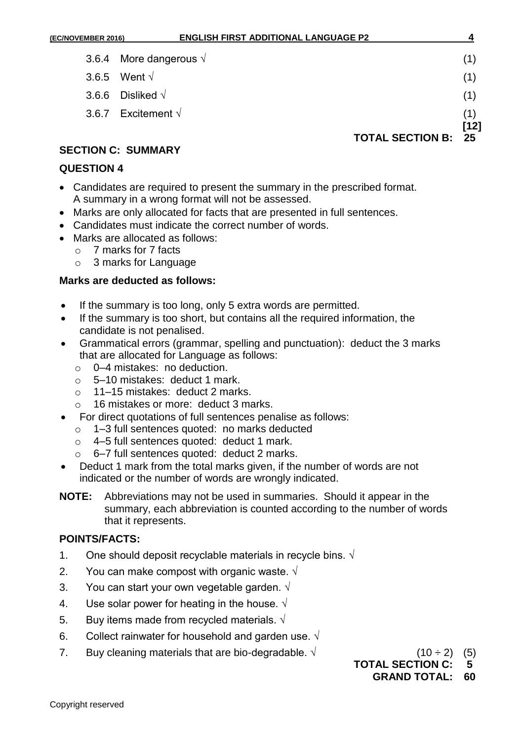3.6.4 More dangerous √ (1)

3.6.5 Went √ (1)

3.6.6 Disliked √ (1)

3.6.7 Excitement √ (1)
**[12]**

**TOTAL SECTION B: 25**

## SECTION C: SUMMARY

### QUESTION 4

- Candidates are required to present the summary in the prescribed format. A summary in a wrong format will not be assessed.
- Marks are only allocated for facts that are presented in full sentences.
- Candidates must indicate the correct number of words.
- Marks are allocated as follows:
  - 7 marks for 7 facts
  - 3 marks for Language

**Marks are deducted as follows:**

- If the summary is too long, only 5 extra words are permitted.
- If the summary is too short, but contains all the required information, the candidate is not penalised.
- Grammatical errors (grammar, spelling and punctuation): deduct the 3 marks that are allocated for Language as follows:
  - 0–4 mistakes: no deduction.
  - 5–10 mistakes: deduct 1 mark.
  - 11–15 mistakes: deduct 2 marks.
  - 16 mistakes or more: deduct 3 marks.
- For direct quotations of full sentences penalise as follows:
  - 1–3 full sentences quoted: no marks deducted
  - 4–5 full sentences quoted: deduct 1 mark.
  - 6–7 full sentences quoted: deduct 2 marks.
- Deduct 1 mark from the total marks given, if the number of words are not indicated or the number of words are wrongly indicated.

**NOTE:** Abbreviations may not be used in summaries. Should it appear in the summary, each abbreviation is counted according to the number of words that it represents.

**POINTS/FACTS:**

1. One should deposit recyclable materials in recycle bins. √
2. You can make compost with organic waste. √
3. You can start your own vegetable garden. √
4. Use solar power for heating in the house. √
5. Buy items made from recycled materials. √
6. Collect rainwater for household and garden use. √
7. Buy cleaning materials that are bio-degradable. √ (10 ÷ 2) (5)

**TOTAL SECTION C: 5**

**GRAND TOTAL: 60**